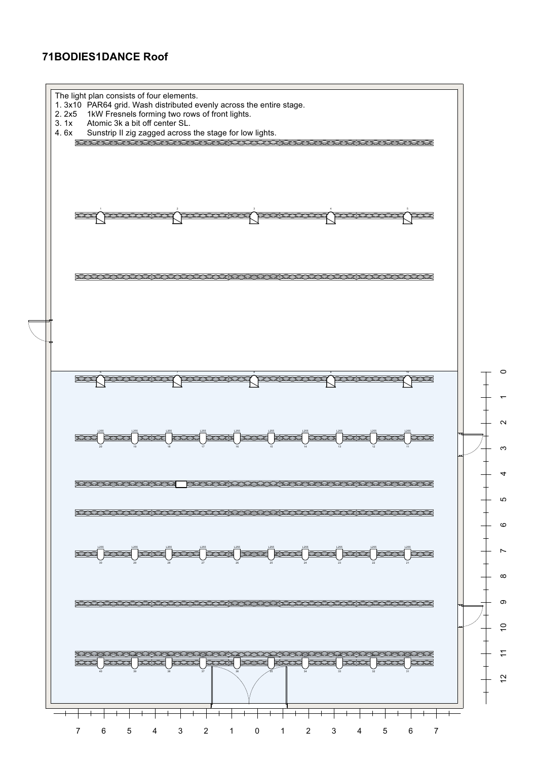# 71BODIES1DANCE Roof

The light plan consists of four elements.

1. 3x10 PAR64 grid. Wash distributed evenly across the entire stage.
2. 2x5 1kW Fresnels forming two rows of front lights.
3. 1x Atomic 3k a bit off center SL.
4. 6x Sunstrip II zig zagged across the stage for low lights.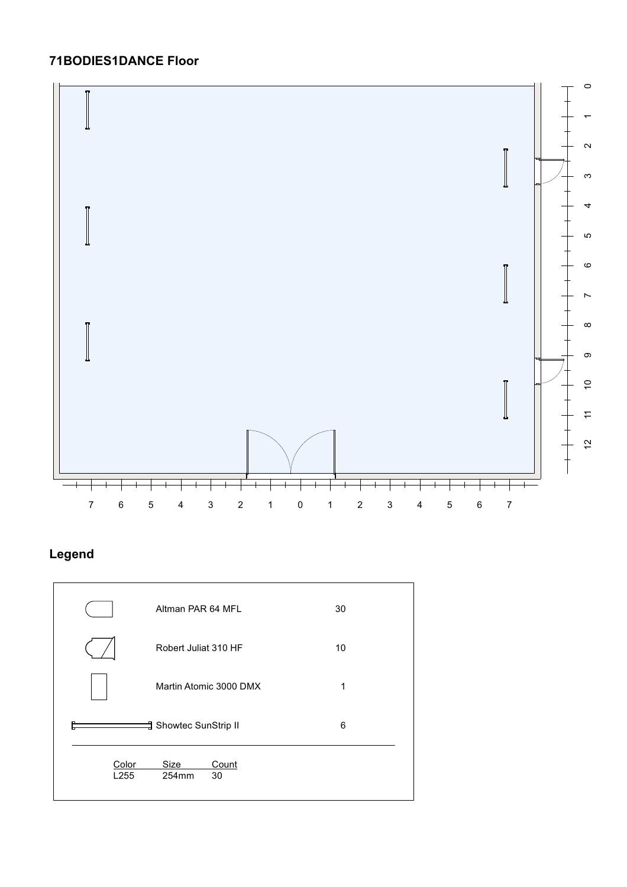## 71BODIES1DANCE Floor

0
1
2
3
4
5
6
7
8
9
10
11
12

7 6 5 4 3 2 1 0 1 2 3 4 5 6 7

## Legend

| | | |
|---|---|---|
| | Altman PAR 64 MFL | 30 |
| | Robert Juliat 310 HF | 10 |
| | Martin Atomic 3000 DMX | 1 |
| | Showtec SunStrip II | 6 |

| Color | Size | Count |
|---|---|---|
| L255 | 254mm | 30 |